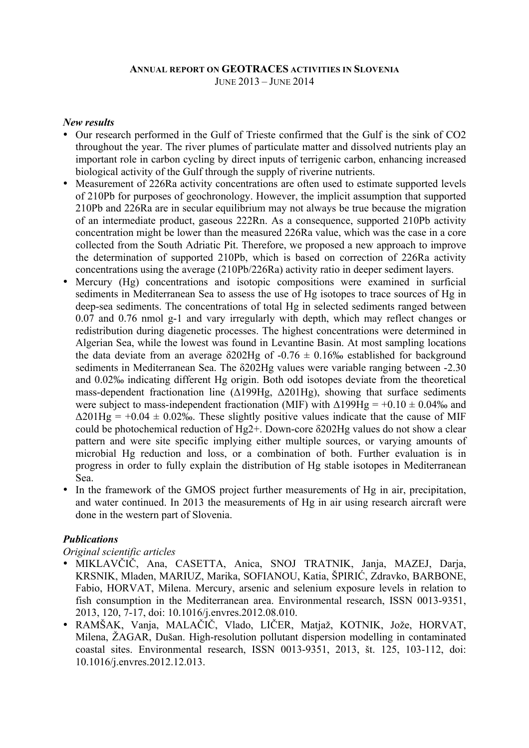# ANNUAL REPORT ON GEOTRACES ACTIVITIES IN SLOVENIA

JUNE 2013 – JUNE 2014

***New results***

- Our research performed in the Gulf of Trieste confirmed that the Gulf is the sink of $CO_2$ throughout the year. The river plumes of particulate matter and dissolved nutrients play an important role in carbon cycling by direct inputs of terrigenic carbon, enhancing increased biological activity of the Gulf through the supply of riverine nutrients.
- Measurement of $^{226}Ra$ activity concentrations are often used to estimate supported levels of $^{210}Pb$ for purposes of geochronology. However, the implicit assumption that supported $^{210}Pb$ and $^{226}Ra$ are in secular equilibrium may not always be true because the migration of an intermediate product, gaseous $^{222}Rn$. As a consequence, supported $^{210}Pb$ activity concentration might be lower than the measured $^{226}Ra$ value, which was the case in a core collected from the South Adriatic Pit. Therefore, we proposed a new approach to improve the determination of supported $^{210}Pb$, which is based on correction of $^{226}Ra$ activity concentrations using the average ($^{210}Pb$/$^{226}Ra$) activity ratio in deeper sediment layers.
- Mercury (Hg) concentrations and isotopic compositions were examined in surficial sediments in Mediterranean Sea to assess the use of Hg isotopes to trace sources of Hg in deep-sea sediments. The concentrations of total Hg in selected sediments ranged between 0.07 and 0.76 nmol $g^{-1}$ and vary irregularly with depth, which may reflect changes or redistribution during diagenetic processes. The highest concentrations were determined in Algerian Sea, while the lowest was found in Levantine Basin. At most sampling locations the data deviate from an average $\delta^{202}Hg$ of -0.76 ± 0.16‰ established for background sediments in Mediterranean Sea. The $\delta^{202}Hg$ values were variable ranging between -2.30 and 0.02‰ indicating different Hg origin. Both odd isotopes deviate from the theoretical mass-dependent fractionation line ($\Delta^{199}Hg$, $\Delta^{201}Hg$), showing that surface sediments were subject to mass-independent fractionation (MIF) with $\Delta^{199}Hg$ = +0.10 ± 0.04‰ and $\Delta^{201}Hg$ = +0.04 ± 0.02‰. These slightly positive values indicate that the cause of MIF could be photochemical reduction of $Hg^{2+}$. Down-core $\delta^{202}Hg$ values do not show a clear pattern and were site specific implying either multiple sources, or varying amounts of microbial Hg reduction and loss, or a combination of both. Further evaluation is in progress in order to fully explain the distribution of Hg stable isotopes in Mediterranean Sea.
- In the framework of the GMOS project further measurements of Hg in air, precipitation, and water continued. In 2013 the measurements of Hg in air using research aircraft were done in the western part of Slovenia.

***Publications***

*Original scientific articles*

- MIKLAVČIČ, Ana, CASETTA, Anica, SNOJ TRATNIK, Janja, MAZEJ, Darja, KRSNIK, Mladen, MARIUZ, Marika, SOFIANOU, Katia, ŠPIRIĆ, Zdravko, BARBONE, Fabio, HORVAT, Milena. Mercury, arsenic and selenium exposure levels in relation to fish consumption in the Mediterranean area. Environmental research, ISSN 0013-9351, 2013, 120, 7-17, doi: 10.1016/j.envres.2012.08.010.
- RAMŠAK, Vanja, MALAČIČ, Vlado, LIČER, Matjaž, KOTNIK, Jože, HORVAT, Milena, ŽAGAR, Dušan. High-resolution pollutant dispersion modelling in contaminated coastal sites. Environmental research, ISSN 0013-9351, 2013, št. 125, 103-112, doi: 10.1016/j.envres.2012.12.013.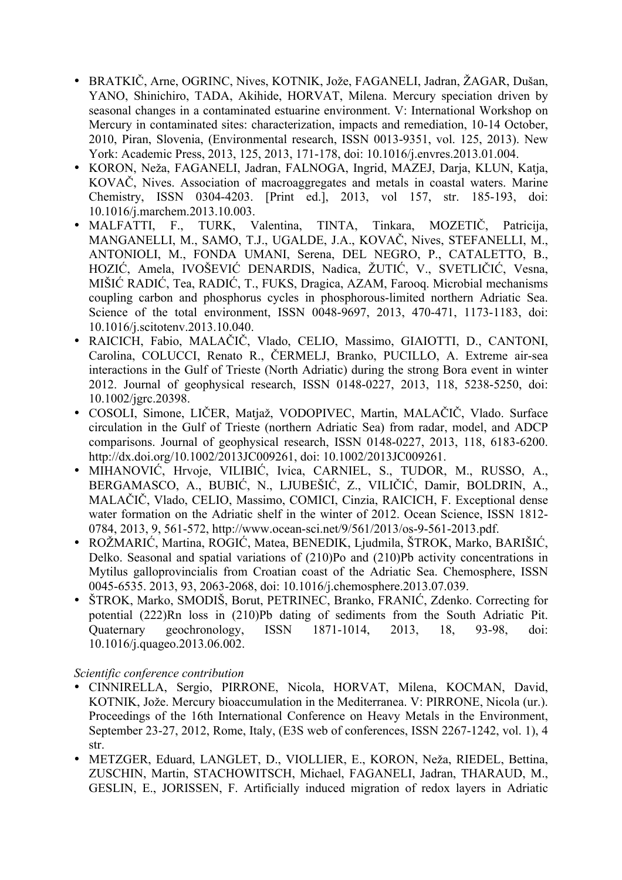- BRATKIČ, Arne, OGRINC, Nives, KOTNIK, Jože, FAGANELI, Jadran, ŽAGAR, Dušan, YANO, Shinichiro, TADA, Akihide, HORVAT, Milena. Mercury speciation driven by seasonal changes in a contaminated estuarine environment. V: International Workshop on Mercury in contaminated sites: characterization, impacts and remediation, 10-14 October, 2010, Piran, Slovenia, (Environmental research, ISSN 0013-9351, vol. 125, 2013). New York: Academic Press, 2013, 125, 2013, 171-178, doi: 10.1016/j.envres.2013.01.004.
- KORON, Neža, FAGANELI, Jadran, FALNOGA, Ingrid, MAZEJ, Darja, KLUN, Katja, KOVAČ, Nives. Association of macroaggregates and metals in coastal waters. Marine Chemistry, ISSN 0304-4203. [Print ed.], 2013, vol 157, str. 185-193, doi: 10.1016/j.marchem.2013.10.003.
- MALFATTI, F., TURK, Valentina, TINTA, Tinkara, MOZETIČ, Patricija, MANGANELLI, M., SAMO, T.J., UGALDE, J.A., KOVAČ, Nives, STEFANELLI, M., ANTONIOLI, M., FONDA UMANI, Serena, DEL NEGRO, P., CATALETTO, B., HOZIĆ, Amela, IVOŠEVIĆ DENARDIS, Nadica, ŽUTIĆ, V., SVETLIČIĆ, Vesna, MIŠIĆ RADIĆ, Tea, RADIĆ, T., FUKS, Dragica, AZAM, Farooq. Microbial mechanisms coupling carbon and phosphorus cycles in phosphorous-limited northern Adriatic Sea. Science of the total environment, ISSN 0048-9697, 2013, 470-471, 1173-1183, doi: 10.1016/j.scitotenv.2013.10.040.
- RAICICH, Fabio, MALAČIČ, Vlado, CELIO, Massimo, GIAIOTTI, D., CANTONI, Carolina, COLUCCI, Renato R., ČERMELJ, Branko, PUCILLO, A. Extreme air-sea interactions in the Gulf of Trieste (North Adriatic) during the strong Bora event in winter 2012. Journal of geophysical research, ISSN 0148-0227, 2013, 118, 5238-5250, doi: 10.1002/jgrc.20398.
- COSOLI, Simone, LIČER, Matjaž, VODOPIVEC, Martin, MALAČIČ, Vlado. Surface circulation in the Gulf of Trieste (northern Adriatic Sea) from radar, model, and ADCP comparisons. Journal of geophysical research, ISSN 0148-0227, 2013, 118, 6183-6200. http://dx.doi.org/10.1002/2013JC009261, doi: 10.1002/2013JC009261.
- MIHANOVIĆ, Hrvoje, VILIBIĆ, Ivica, CARNIEL, S., TUDOR, M., RUSSO, A., BERGAMASCO, A., BUBIĆ, N., LJUBEŠIĆ, Z., VILIČIĆ, Damir, BOLDRIN, A., MALAČIČ, Vlado, CELIO, Massimo, COMICI, Cinzia, RAICICH, F. Exceptional dense water formation on the Adriatic shelf in the winter of 2012. Ocean Science, ISSN 1812-0784, 2013, 9, 561-572, http://www.ocean-sci.net/9/561/2013/os-9-561-2013.pdf.
- ROŽMARIĆ, Martina, ROGIĆ, Matea, BENEDIK, Ljudmila, ŠTROK, Marko, BARIŠIĆ, Delko. Seasonal and spatial variations of (210)Po and (210)Pb activity concentrations in Mytilus galloprovincialis from Croatian coast of the Adriatic Sea. Chemosphere, ISSN 0045-6535. 2013, 93, 2063-2068, doi: 10.1016/j.chemosphere.2013.07.039.
- ŠTROK, Marko, SMODIŠ, Borut, PETRINEC, Branko, FRANIĆ, Zdenko. Correcting for potential (222)Rn loss in (210)Pb dating of sediments from the South Adriatic Pit. Quaternary geochronology, ISSN 1871-1014, 2013, 18, 93-98, doi: 10.1016/j.quageo.2013.06.002.

*Scientific conference contribution*

- CINNIRELLA, Sergio, PIRRONE, Nicola, HORVAT, Milena, KOCMAN, David, KOTNIK, Jože. Mercury bioaccumulation in the Mediterranea. V: PIRRONE, Nicola (ur.). Proceedings of the 16th International Conference on Heavy Metals in the Environment, September 23-27, 2012, Rome, Italy, (E3S web of conferences, ISSN 2267-1242, vol. 1), 4 str.
- METZGER, Eduard, LANGLET, D., VIOLLIER, E., KORON, Neža, RIEDEL, Bettina, ZUSCHIN, Martin, STACHOWITSCH, Michael, FAGANELI, Jadran, THARAUD, M., GESLIN, E., JORISSEN, F. Artificially induced migration of redox layers in Adriatic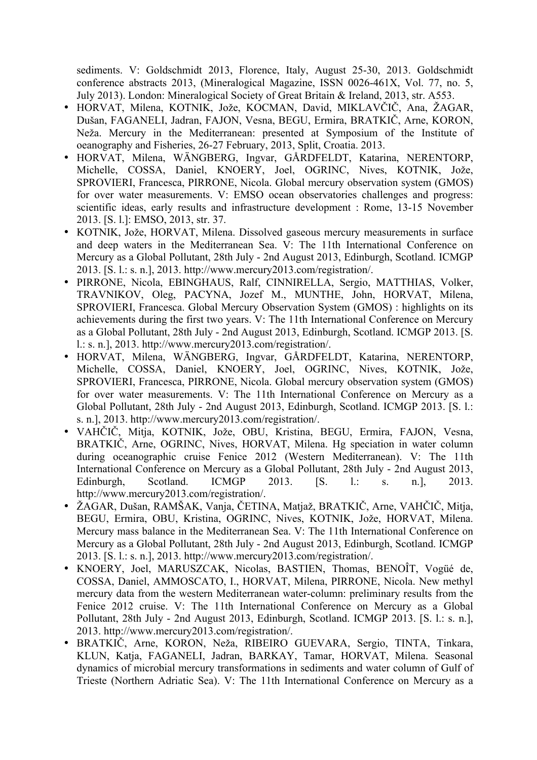sediments. V: Goldschmidt 2013, Florence, Italy, August 25-30, 2013. Goldschmidt conference abstracts 2013, (Mineralogical Magazine, ISSN 0026-461X, Vol. 77, no. 5, July 2013). London: Mineralogical Society of Great Britain & Ireland, 2013, str. A553.

- HORVAT, Milena, KOTNIK, Jože, KOCMAN, David, MIKLAVČIČ, Ana, ŽAGAR, Dušan, FAGANELI, Jadran, FAJON, Vesna, BEGU, Ermira, BRATKIČ, Arne, KORON, Neža. Mercury in the Mediterranean: presented at Symposium of the Institute of oceanography and Fisheries, 26-27 February, 2013, Split, Croatia. 2013.
- HORVAT, Milena, WÄNGBERG, Ingvar, GÅRDFELDT, Katarina, NERENTORP, Michelle, COSSA, Daniel, KNOERY, Joel, OGRINC, Nives, KOTNIK, Jože, SPROVIERI, Francesca, PIRRONE, Nicola. Global mercury observation system (GMOS) for over water measurements. V: EMSO ocean observatories challenges and progress: scientific ideas, early results and infrastructure development : Rome, 13-15 November 2013. [S. l.]: EMSO, 2013, str. 37.
- KOTNIK, Jože, HORVAT, Milena. Dissolved gaseous mercury measurements in surface and deep waters in the Mediterranean Sea. V: The 11th International Conference on Mercury as a Global Pollutant, 28th July - 2nd August 2013, Edinburgh, Scotland. ICMGP 2013. [S. l.: s. n.], 2013. http://www.mercury2013.com/registration/.
- PIRRONE, Nicola, EBINGHAUS, Ralf, CINNIRELLA, Sergio, MATTHIAS, Volker, TRAVNIKOV, Oleg, PACYNA, Jozef M., MUNTHE, John, HORVAT, Milena, SPROVIERI, Francesca. Global Mercury Observation System (GMOS) : highlights on its achievements during the first two years. V: The 11th International Conference on Mercury as a Global Pollutant, 28th July - 2nd August 2013, Edinburgh, Scotland. ICMGP 2013. [S. l.: s. n.], 2013. http://www.mercury2013.com/registration/.
- HORVAT, Milena, WÄNGBERG, Ingvar, GÅRDFELDT, Katarina, NERENTORP, Michelle, COSSA, Daniel, KNOERY, Joel, OGRINC, Nives, KOTNIK, Jože, SPROVIERI, Francesca, PIRRONE, Nicola. Global mercury observation system (GMOS) for over water measurements. V: The 11th International Conference on Mercury as a Global Pollutant, 28th July - 2nd August 2013, Edinburgh, Scotland. ICMGP 2013. [S. l.: s. n.], 2013. http://www.mercury2013.com/registration/.
- VAHČIČ, Mitja, KOTNIK, Jože, OBU, Kristina, BEGU, Ermira, FAJON, Vesna, BRATKIČ, Arne, OGRINC, Nives, HORVAT, Milena. Hg speciation in water column during oceanographic cruise Fenice 2012 (Western Mediterranean). V: The 11th International Conference on Mercury as a Global Pollutant, 28th July - 2nd August 2013, Edinburgh, Scotland. ICMGP 2013. [S. l.: s. n.], 2013. http://www.mercury2013.com/registration/.
- ŽAGAR, Dušan, RAMŠAK, Vanja, ČETINA, Matjaž, BRATKIČ, Arne, VAHČIČ, Mitja, BEGU, Ermira, OBU, Kristina, OGRINC, Nives, KOTNIK, Jože, HORVAT, Milena. Mercury mass balance in the Mediterranean Sea. V: The 11th International Conference on Mercury as a Global Pollutant, 28th July - 2nd August 2013, Edinburgh, Scotland. ICMGP 2013. [S. l.: s. n.], 2013. http://www.mercury2013.com/registration/.
- KNOERY, Joel, MARUSZCAK, Nicolas, BASTIEN, Thomas, BENOÎT, Vogüé de, COSSA, Daniel, AMMOSCATO, I., HORVAT, Milena, PIRRONE, Nicola. New methyl mercury data from the western Mediterranean water-column: preliminary results from the Fenice 2012 cruise. V: The 11th International Conference on Mercury as a Global Pollutant, 28th July - 2nd August 2013, Edinburgh, Scotland. ICMGP 2013. [S. l.: s. n.], 2013. http://www.mercury2013.com/registration/.
- BRATKIČ, Arne, KORON, Neža, RIBEIRO GUEVARA, Sergio, TINTA, Tinkara, KLUN, Katja, FAGANELI, Jadran, BARKAY, Tamar, HORVAT, Milena. Seasonal dynamics of microbial mercury transformations in sediments and water column of Gulf of Trieste (Northern Adriatic Sea). V: The 11th International Conference on Mercury as a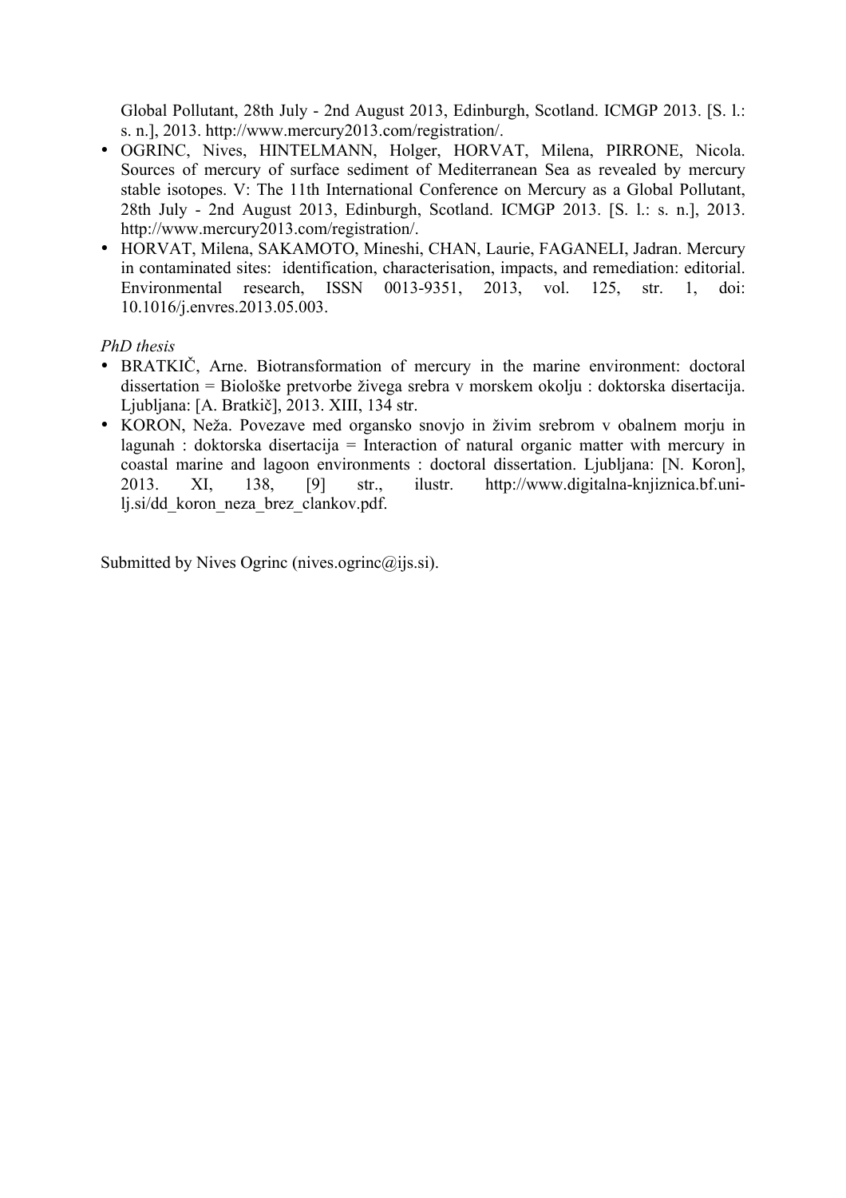Global Pollutant, 28th July - 2nd August 2013, Edinburgh, Scotland. ICMGP 2013. [S. l.: s. n.], 2013. http://www.mercury2013.com/registration/.

- OGRINC, Nives, HINTELMANN, Holger, HORVAT, Milena, PIRRONE, Nicola. Sources of mercury of surface sediment of Mediterranean Sea as revealed by mercury stable isotopes. V: The 11th International Conference on Mercury as a Global Pollutant, 28th July - 2nd August 2013, Edinburgh, Scotland. ICMGP 2013. [S. l.: s. n.], 2013. http://www.mercury2013.com/registration/.
- HORVAT, Milena, SAKAMOTO, Mineshi, CHAN, Laurie, FAGANELI, Jadran. Mercury in contaminated sites: identification, characterisation, impacts, and remediation: editorial. Environmental research, ISSN 0013-9351, 2013, vol. 125, str. 1, doi: 10.1016/j.envres.2013.05.003.

*PhD thesis*

- BRATKIČ, Arne. Biotransformation of mercury in the marine environment: doctoral dissertation = Biološke pretvorbe živega srebra v morskem okolju : doktorska disertacija. Ljubljana: [A. Bratkič], 2013. XIII, 134 str.
- KORON, Neža. Povezave med organsko snovjo in živim srebrom v obalnem morju in lagunah : doktorska disertacija = Interaction of natural organic matter with mercury in coastal marine and lagoon environments : doctoral dissertation. Ljubljana: [N. Koron], 2013. XI, 138, [9] str., ilustr. http://www.digitalna-knjiznica.bf.uni-lj.si/dd_koron_neza_brez_clankov.pdf.

Submitted by Nives Ogrinc (nives.ogrinc@ijs.si).